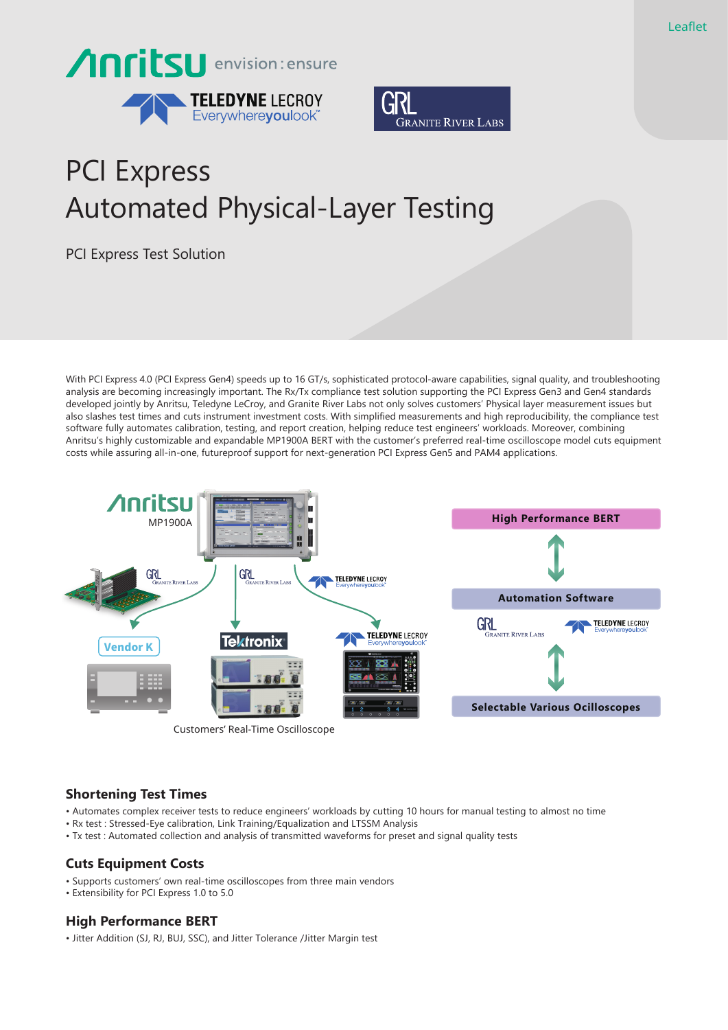Leaflet

Anritsu envision : ensure

TELEDYNE LECROY Everywhereyoulook™

GRL Granite River Labs

# PCI Express Automated Physical-Layer Testing

PCI Express Test Solution

With PCI Express 4.0 (PCI Express Gen4) speeds up to 16 GT/s, sophisticated protocol-aware capabilities, signal quality, and troubleshooting analysis are becoming increasingly important. The Rx/Tx compliance test solution supporting the PCI Express Gen3 and Gen4 standards developed jointly by Anritsu, Teledyne LeCroy, and Granite River Labs not only solves customers' Physical layer measurement issues but also slashes test times and cuts instrument investment costs. With simplified measurements and high reproducibility, the compliance test software fully automates calibration, testing, and report creation, helping reduce test engineers' workloads. Moreover, combining Anritsu's highly customizable and expandable MP1900A BERT with the customer's preferred real-time oscilloscope model cuts equipment costs while assuring all-in-one, futureproof support for next-generation PCI Express Gen5 and PAM4 applications.

Anritsu MP1900A

GRL Granite River Labs | GRL Granite River Labs | TELEDYNE LECROY Everywhereyoulook™

Vendor K | Tektronix | TELEDYNE LECROY Everywhereyoulook™

Customers' Real-Time Oscilloscope

High Performance BERT

Automation Software

GRL Granite River Labs | TELEDYNE LECROY Everywhereyoulook™

Selectable Various Oscilloscopes

## Shortening Test Times

- Automates complex receiver tests to reduce engineers' workloads by cutting 10 hours for manual testing to almost no time
- Rx test : Stressed-Eye calibration, Link Training/Equalization and LTSSM Analysis
- Tx test : Automated collection and analysis of transmitted waveforms for preset and signal quality tests

## Cuts Equipment Costs

- Supports customers' own real-time oscilloscopes from three main vendors
- Extensibility for PCI Express 1.0 to 5.0

## High Performance BERT

- Jitter Addition (SJ, RJ, BUJ, SSC), and Jitter Tolerance /Jitter Margin test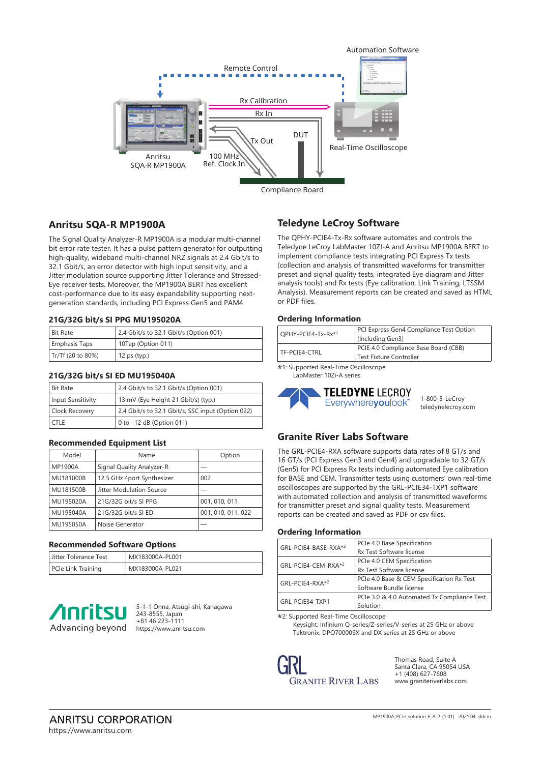Automation Software

Remote Control

Rx Calibration

Rx In

Tx Out

DUT

Real-Time Oscilloscope

Anritsu
SQA-R MP1900A

100 MHz
Ref. Clock In

Compliance Board

## Anritsu SQA-R MP1900A

The Signal Quality Analyzer-R MP1900A is a modular multi-channel bit error rate tester. It has a pulse pattern generator for outputting high-quality, wideband multi-channel NRZ signals at 2.4 Gbit/s to 32.1 Gbit/s, an error detector with high input sensitivity, and a Jitter modulation source supporting Jitter Tolerance and Stressed-Eye receiver tests. Moreover, the MP1900A BERT has excellent cost-performance due to its easy expandability supporting next-generation standards, including PCI Express Gen5 and PAM4.

### 21G/32G bit/s SI PPG MU195020A

| | |
|---|---|
| Bit Rate | 2.4 Gbit/s to 32.1 Gbit/s (Option 001) |
| Emphasis Taps | 10Tap (Option 011) |
| Tr/Tf (20 to 80%) | 12 ps (typ.) |

### 21G/32G bit/s SI ED MU195040A

| | |
|---|---|
| Bit Rate | 2.4 Gbit/s to 32.1 Gbit/s (Option 001) |
| Input Sensitivity | 13 mV (Eye Height 21 Gbit/s) (typ.) |
| Clock Recovery | 2.4 Gbit/s to 32.1 Gbit/s, SSC input (Option 022) |
| CTLE | 0 to –12 dB (Option 011) |

### Recommended Equipment List

| Model | Name | Option |
|---|---|---|
| MP1900A | Signal Quality Analyzer-R | — |
| MU181000B | 12.5 GHz 4port Synthesizer | 002 |
| MU181500B | Jitter Modulation Source | — |
| MU195020A | 21G/32G bit/s SI PPG | 001, 010, 011 |
| MU195040A | 21G/32G bit/s SI ED | 001, 010, 011, 022 |
| MU195050A | Noise Generator | — |

### Recommended Software Options

| | |
|---|---|
| Jitter Tolerance Test | MX183000A-PL001 |
| PCIe Link Training | MX183000A-PL021 |

Anritsu
Advancing beyond

5-1-1 Onna, Atsugi-shi, Kanagawa
243-8555, Japan
+81 46 223-1111
https://www.anritsu.com

## Teledyne LeCroy Software

The QPHY-PCIE4-Tx-Rx software automates and controls the Teledyne LeCroy LabMaster 10ZI-A and Anritsu MP1900A BERT to implement compliance tests integrating PCI Express Tx tests (collection and analysis of transmitted waveforms for transmitter preset and signal quality tests, integrated Eye diagram and Jitter analysis tools) and Rx tests (Eye calibration, Link Training, LTSSM Analysis). Measurement reports can be created and saved as HTML or PDF files.

### Ordering Information

| | |
|---|---|
| QPHY-PCIE4-Tx-Rx*1 | PCI Express Gen4 Compliance Test Option (Including Gen3) |
| TF-PCIE4-CTRL | PCIE 4.0 Compliance Base Board (CBB) Test Fixture Controller |

*1: Supported Real-Time Oscilloscope
LabMaster 10Zi-A series

TELEDYNE LECROY
Everywhereyoulook™

1-800-5-LeCroy
teledynelecroy.com

## Granite River Labs Software

The GRL-PCIE4-RXA software supports data rates of 8 GT/s and 16 GT/s (PCI Express Gen3 and Gen4) and upgradable to 32 GT/s (Gen5) for PCI Express Rx tests including automated Eye calibration for BASE and CEM. Transmitter tests using customers' own real-time oscilloscopes are supported by the GRL-PCIE34-TXP1 software with automated collection and analysis of transmitted waveforms for transmitter preset and signal quality tests. Measurement reports can be created and saved as PDF or csv files.

### Ordering Information

| | |
|---|---|
| GRL-PCIE4-BASE-RXA*2 | PCIe 4.0 Base Specification Rx Test Software license |
| GRL-PCIE4-CEM-RXA*2 | PCIe 4.0 CEM Specification Rx Test Software license |
| GRL-PCIE4-RXA*2 | PCIe 4.0 Base & CEM Specification Rx Test Software Bundle license |
| GRL-PCIE34-TXP1 | PCIe 3.0 & 4.0 Automated Tx Compliance Test Solution |

*2: Supported Real-Time Oscilloscope
Keysight: Infinium Q-series/Z-series/V-series at 25 GHz or above
Tektronix: DPO70000SX and DX series at 25 GHz or above

GRL
GRANITE RIVER LABS

Thomas Road, Suite A
Santa Clara, CA 95054 USA
+1 (408) 627-7608
www.graniteriverlabs.com

ANRITSU CORPORATION
https://www.anritsu.com

MP1900A_PCIe_solution-E-A-2-(1.01) 2021.04 ddcm